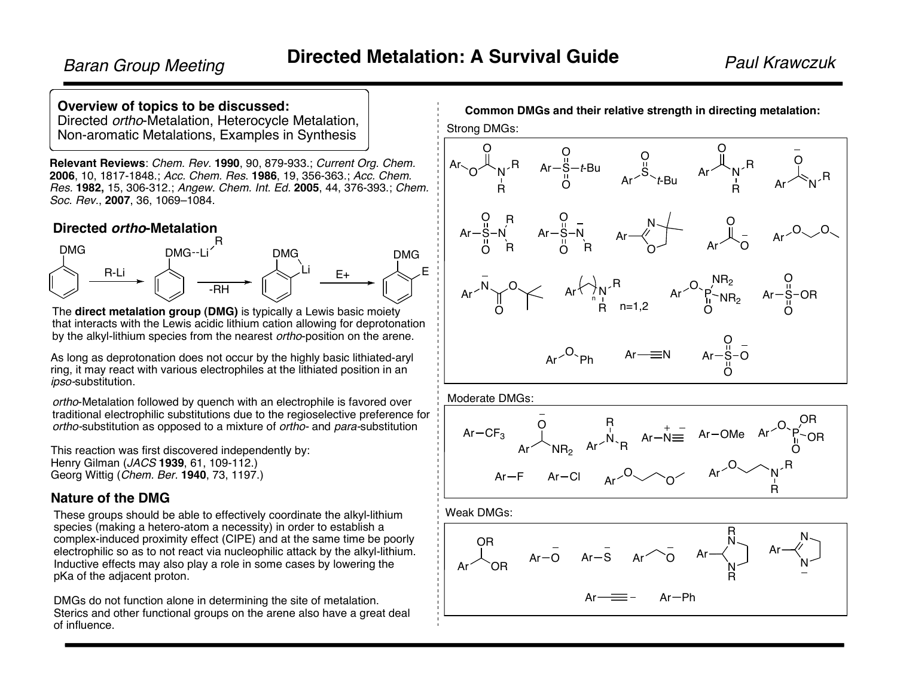# Directed Metalation: A Survival Guide

**Overview of topics to be discussed:**
Directed *ortho*-Metalation, Heterocycle Metalation, Non-aromatic Metalations, Examples in Synthesis

**Relevant Reviews**: *Chem. Rev.* **1990**, 90, 879-933.; *Current Org. Chem.* **2006**, 10, 1817-1848.; *Acc. Chem. Res.* **1986**, 19, 356-363.; *Acc. Chem. Res.* **1982,** 15, 306-312.; *Angew. Chem. Int. Ed.* **2005**, 44, 376-393.; *Chem. Soc. Rev.*, **2007**, 36, 1069–1084.

## Directed *ortho*-Metalation

DMG-benzene → (R-Li) → DMG--Li-R complex → (-RH) → ortho-lithiated arene → (E+) → ortho-E substituted arene

The **direct metalation group (DMG)** is typically a Lewis basic moiety that interacts with the Lewis acidic lithium cation allowing for deprotonation by the alkyl-lithium species from the nearest *ortho*-position on the arene.

As long as deprotonation does not occur by the highly basic lithiated-aryl ring, it may react with various electrophiles at the lithiated position in an *ipso*-substitution.

*ortho*-Metalation followed by quench with an electrophile is favored over traditional electrophilic substitutions due to the regioselective preference for *ortho*-substitution as opposed to a mixture of *ortho*- and *para*-substitution

This reaction was first discovered independently by:
Henry Gilman (*JACS* **1939**, 61, 109-112.)
Georg Wittig (*Chem. Ber.* **1940**, 73, 1197.)

## Nature of the DMG

These groups should be able to effectively coordinate the alkyl-lithium species (making a hetero-atom a necessity) in order to establish a complex-induced proximity effect (CIPE) and at the same time be poorly electrophilic so as to not react via nucleophilic attack by the alkyl-lithium. Inductive effects may also play a role in some cases by lowering the pKa of the adjacent proton.

DMGs do not function alone in determining the site of metalation. Sterics and other functional groups on the arene also have a great deal of influence.

**Common DMGs and their relative strength in directing metalation:**

Strong DMGs:

Ar–OC(O)NR$_2$, Ar–SO$_2$–*t*-Bu, Ar–S(O)–*t*-Bu, Ar–C(O)NR$_2$, Ar–C(O$^-$)=NR, Ar–SO$_2$NR$_2$, Ar–SO$_2$N$^-$R, Ar–oxazoline (4,4-dimethyl), Ar–CO$_2^-$, Ar–OCH$_2$OMe, Ar–N$^-$CO$_2$*t*-Bu, Ar–(CH$_2$)$_n$NR$_2$ n=1,2, Ar–OP(O)(NR$_2$)$_2$, Ar–SO$_2$OR, Ar–OPh, Ar–C≡N, Ar–SO$_2$O$^-$

Moderate DMGs:

Ar–CF$_3$, Ar–CH(O$^-$)NR$_2$, Ar–NR$_2$, Ar–N$^+$≡C$^-$, Ar–OMe, Ar–OP(O)(OR)$_2$, Ar–F, Ar–Cl, Ar–OCH$_2$CH$_2$OMe, Ar–OCH$_2$CH$_2$NR$_2$

Weak DMGs:

Ar–CH(OR)$_2$, Ar–O$^-$, Ar–S$^-$, Ar–CH$_2$O$^-$, Ar–imidazolidine (N,N'-R), Ar–imidazoline anion, Ar–C≡C$^-$, Ar–Ph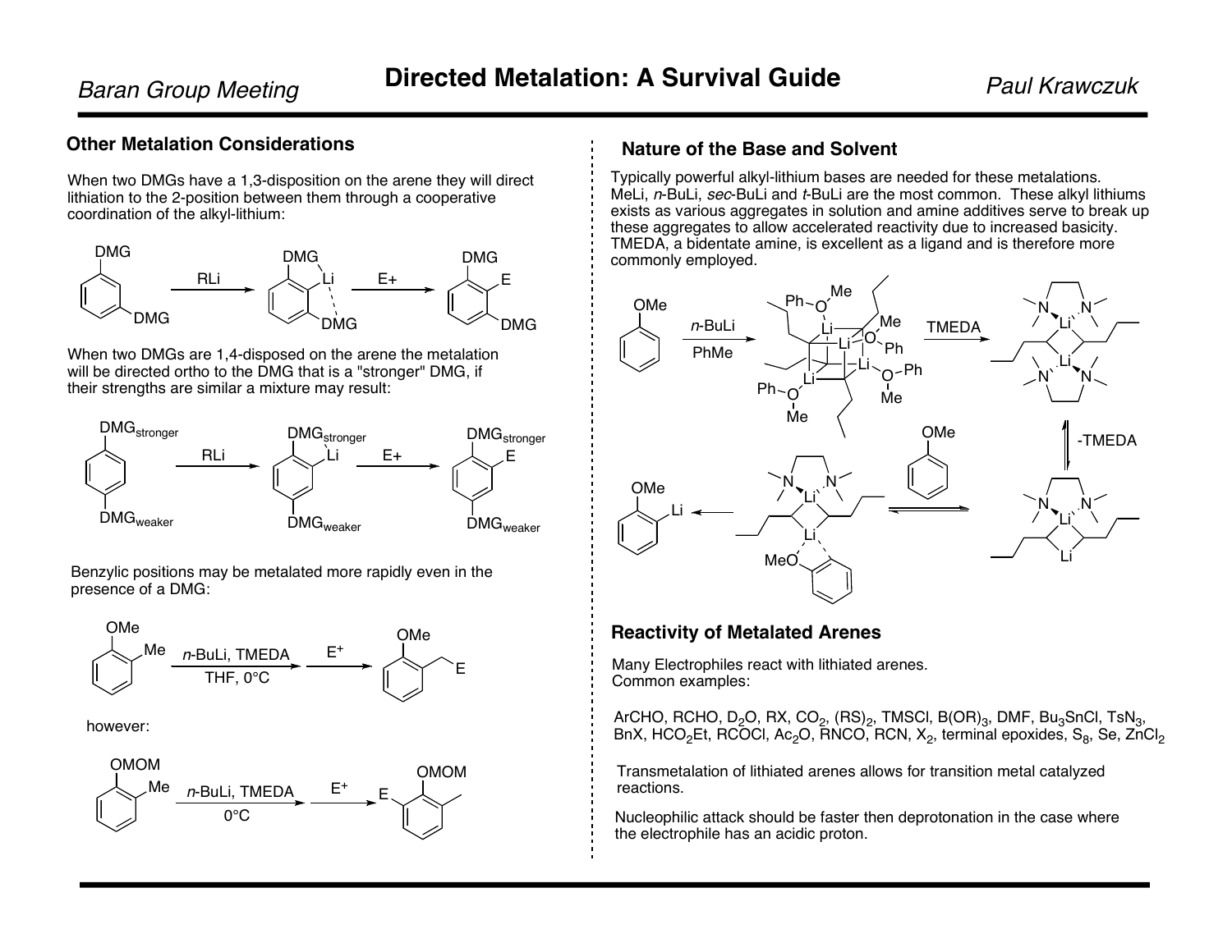## Other Metalation Considerations

When two DMGs have a 1,3-disposition on the arene they will direct lithiation to the 2-position between them through a cooperative coordination of the alkyl-lithium:

When two DMGs are 1,4-disposed on the arene the metalation will be directed ortho to the DMG that is a "stronger" DMG, if their strengths are similar a mixture may result:

Benzylic positions may be metalated more rapidly even in the presence of a DMG:

however:

## Nature of the Base and Solvent

Typically powerful alkyl-lithium bases are needed for these metalations. MeLi, *n*-BuLi, *sec*-BuLi and *t*-BuLi are the most common. These alkyl lithiums exists as various aggregates in solution and amine additives serve to break up these aggregates to allow accelerated reactivity due to increased basicity. TMEDA, a bidentate amine, is excellent as a ligand and is therefore more commonly employed.

## Reactivity of Metalated Arenes

Many Electrophiles react with lithiated arenes.
Common examples:

ArCHO, RCHO, $D_2O$, RX, $CO_2$, $(RS)_2$, TMSCl, $B(OR)_3$, DMF, $Bu_3SnCl$, $TsN_3$, BnX, $HCO_2Et$, RCOCl, $Ac_2O$, RNCO, RCN, $X_2$, terminal epoxides, $S_8$, Se, $ZnCl_2$

Transmetalation of lithiated arenes allows for transition metal catalyzed reactions.

Nucleophilic attack should be faster then deprotonation in the case where the electrophile has an acidic proton.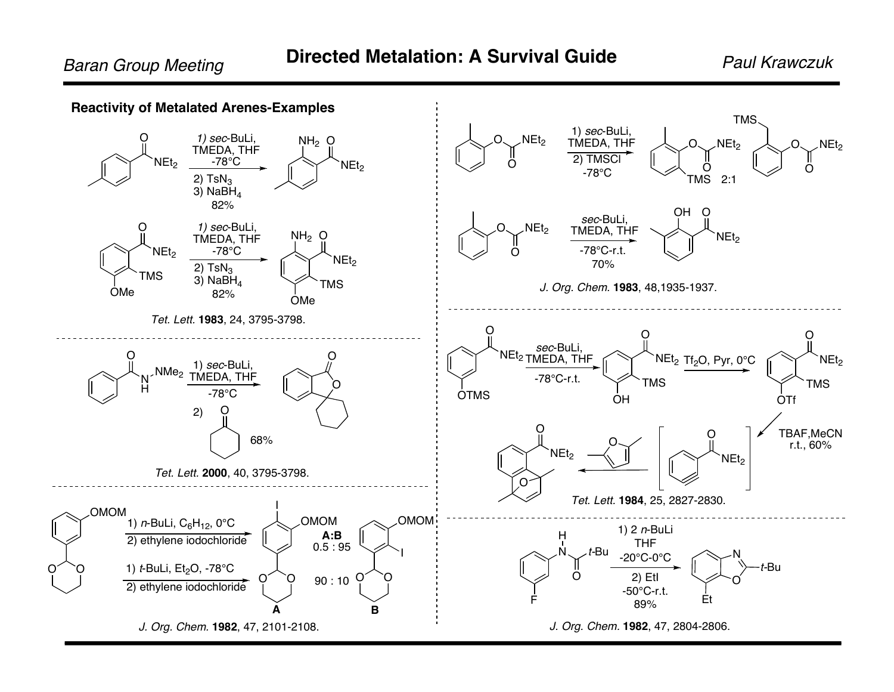## Reactivity of Metalated Arenes-Examples

1) *sec*-BuLi, TMEDA, THF, -78°C; 2) $TsN_3$; 3) $NaBH_4$ — 82%

1) *sec*-BuLi, TMEDA, THF, -78°C; 2) $TsN_3$; 3) $NaBH_4$ — 82%

$NEt_2$, TMS, OMe, $NH_2$

*Tet. Lett.* **1983**, 24, 3795-3798.

---

1) *sec*-BuLi, TMEDA, THF, -78°C; 2) cyclohexanone — 68%

$NMe_2$

*Tet. Lett.* **2000**, 40, 3795-3798.

---

OMOM

1) *n*-BuLi, $C_6H_{12}$, 0°C; 2) ethylene iodochloride — **A:B** 0.5 : 95

1) *t*-BuLi, $Et_2O$, -78°C; 2) ethylene iodochloride — 90 : 10

**A** **B**

*J. Org. Chem.* **1982**, 47, 2101-2108.

---

1) *sec*-BuLi, TMEDA, THF; 2) TMSCl, -78°C — 2:1

*sec*-BuLi, TMEDA, THF, -78°C-r.t. — 70%

*J. Org. Chem.* **1983**, 48,1935-1937.

---

*sec*-BuLi, TMEDA, THF, -78°C-r.t.

OTMS → OH, TMS

$Tf_2O$, Pyr, 0°C → OTf

TBAF,MeCN r.t., 60%

*Tet. Lett.* **1984**, 25, 2827-2830.

---

1) 2 *n*-BuLi, THF, -20°C-0°C; 2) EtI, -50°C-r.t. — 89%

*t*-Bu, F, Et

*J. Org. Chem.* **1982**, 47, 2804-2806.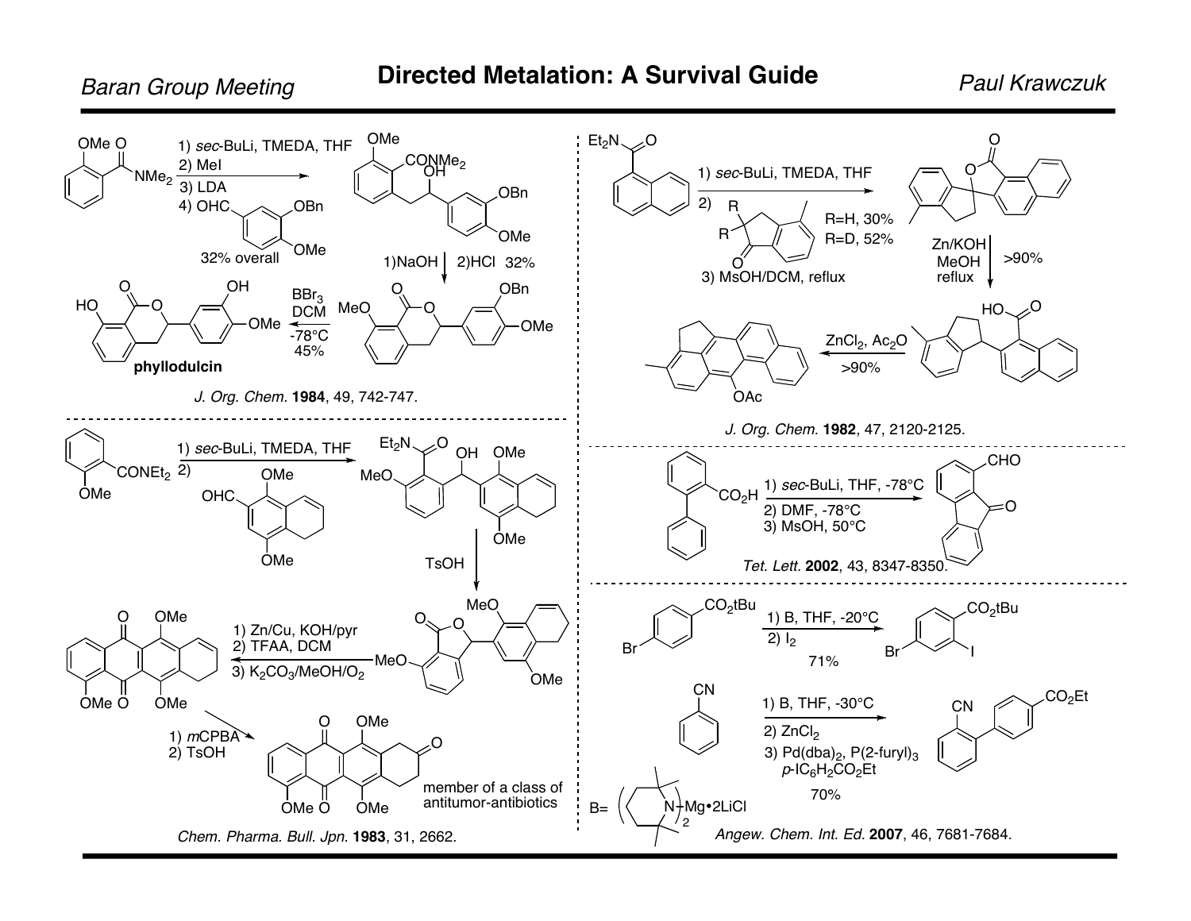# Directed Metalation: A Survival Guide

1) *sec*-BuLi, TMEDA, THF
2) MeI
3) LDA
4) OHC–(3-OBn, 4-OMe-phenyl)

32% overall

1) NaOH 2) HCl 32%

$BBr_3$, DCM, -78°C, 45%

**phyllodulcin**

*J. Org. Chem.* **1984**, 49, 742-747.

---

1) *sec*-BuLi, TMEDA, THF
2) OHC–(1,4-dimethoxy-5,6-dihydronaphthalene)

TsOH

1) Zn/Cu, KOH/pyr
2) TFAA, DCM
3) $K_2CO_3$/MeOH/$O_2$

1) *m*CPBA
2) TsOH

member of a class of antitumor-antibiotics

*Chem. Pharma. Bull. Jpn.* **1983**, 31, 2662.

---

1) *sec*-BuLi, TMEDA, THF
2) (2,2-R-indanone)
3) MsOH/DCM, reflux

R=H, 30%
R=D, 52%

Zn/KOH, MeOH, reflux, >90%

$ZnCl_2$, $Ac_2O$, >90%

*J. Org. Chem.* **1982**, 47, 2120-2125.

---

1) *sec*-BuLi, THF, -78°C
2) DMF, -78°C
3) MsOH, 50°C

*Tet. Lett.* **2002**, 43, 8347-8350.

---

1) B, THF, -20°C
2) $I_2$

71%

1) B, THF, -30°C
2) $ZnCl_2$
3) $Pd(dba)_2$, $P(2\text{-furyl})_3$, $p$-$IC_6H_2CO_2Et$

70%

B= $(TMP)_2Mg \cdot 2LiCl$

*Angew. Chem. Int. Ed.* **2007**, 46, 7681-7684.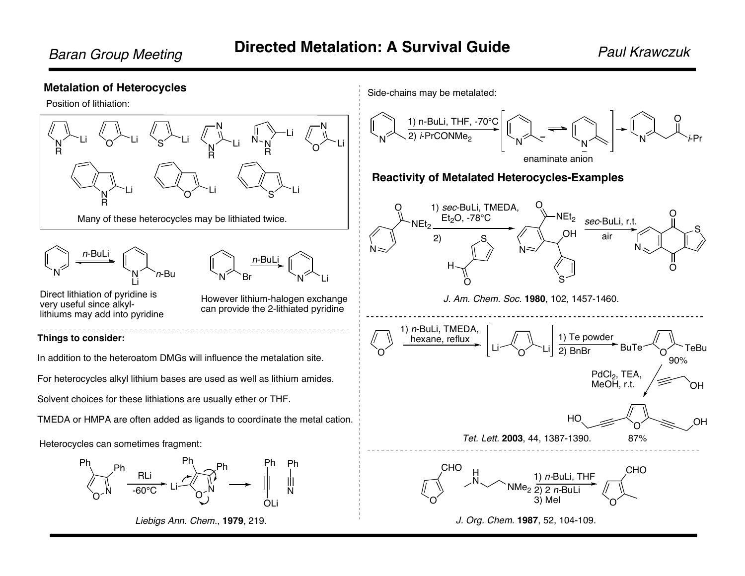## Metalation of Heterocycles

Position of lithiation:

Many of these heterocycles may be lithiated twice.

Direct lithiation of pyridine is very useful since alkyllithiums may add into pyridine

However lithium-halogen exchange can provide the 2-lithiated pyridine

**Things to consider:**

In addition to the heteroatom DMGs will influence the metalation site.

For heterocycles alkyl lithium bases are used as well as lithium amides.

Solvent choices for these lithiations are usually ether or THF.

TMEDA or HMPA are often added as ligands to coordinate the metal cation.

Heterocycles can sometimes fragment:

RLi, -60°C

*Liebigs Ann. Chem.*, **1979**, 219.

Side-chains may be metalated:

1) n-BuLi, THF, -70°C
2) *i*-PrCONMe$_2$

enaminate anion

## Reactivity of Metalated Heterocycles-Examples

1) *sec*-BuLi, TMEDA, Et$_2$O, -78°C
2) thiophene-3-carbaldehyde

*sec*-BuLi, r.t. air

*J. Am. Chem. Soc.* **1980**, 102, 1457-1460.

1) *n*-BuLi, TMEDA, hexane, reflux

1) Te powder
2) BnBr

90%

PdCl$_2$, TEA, MeOH, r.t.

87%

*Tet. Lett.* **2003**, 44, 1387-1390.

1) *n*-BuLi, THF
2) 2 *n*-BuLi
3) MeI

*J. Org. Chem.* **1987**, 52, 104-109.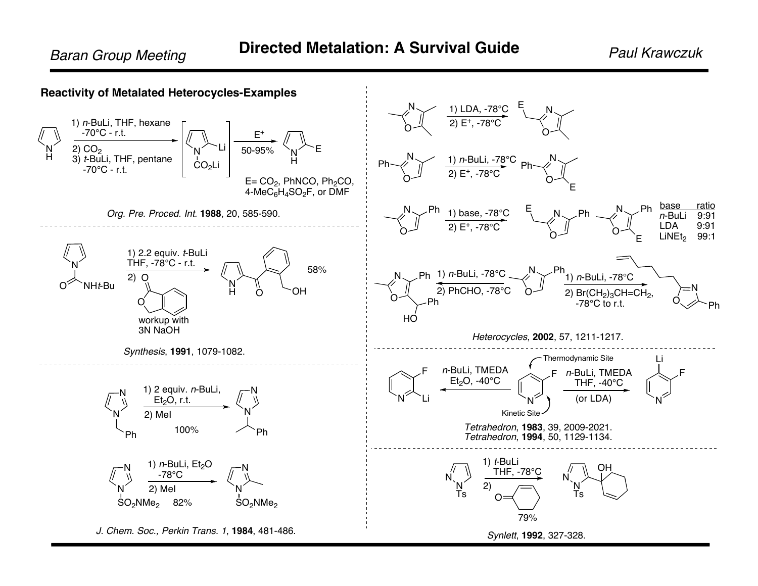## Reactivity of Metalated Heterocycles-Examples

1) *n*-BuLi, THF, hexane -70°C - r.t.
2) $CO_2$
3) *t*-BuLi, THF, pentane -70°C - r.t.

$E^+$

50-95%

E= $CO_2$, PhNCO, $Ph_2CO$, 4-$MeC_6H_4SO_2F$, or DMF

*Org. Pre. Proced. Int.* **1988**, 20, 585-590.

1) 2.2 equiv. *t*-BuLi THF, -78°C - r.t.
2) workup with 3N NaOH

NH*t*-Bu

58%

*Synthesis*, **1991**, 1079-1082.

1) 2 equiv. *n*-BuLi, $Et_2O$, r.t.
2) MeI

100%

1) *n*-BuLi, $Et_2O$ -78°C
2) MeI

$SO_2NMe_2$ 82%

*J. Chem. Soc., Perkin Trans. 1*, **1984**, 481-486.

1) LDA, -78°C
2) $E^+$, -78°C

1) *n*-BuLi, -78°C
2) $E^+$, -78°C

1) base, -78°C
2) $E^+$, -78°C

| base | ratio |
|---|---|
| *n*-BuLi | 9:91 |
| LDA | 9:91 |
| $LiNEt_2$ | 99:1 |

1) *n*-BuLi, -78°C
2) PhCHO, -78°C

1) *n*-BuLi, -78°C
2) $Br(CH_2)_3CH{=}CH_2$, -78°C to r.t.

*Heterocycles*, **2002**, 57, 1211-1217.

*n*-BuLi, TMEDA $Et_2O$, -40°C

Thermodynamic Site

Kinetic Site

*n*-BuLi, TMEDA THF, -40°C (or LDA)

*Tetrahedron*, **1983**, 39, 2009-2021.
*Tetrahedron*, **1994**, 50, 1129-1134.

1) *t*-BuLi THF, -78°C
2)

79%

*Synlett*, **1992**, 327-328.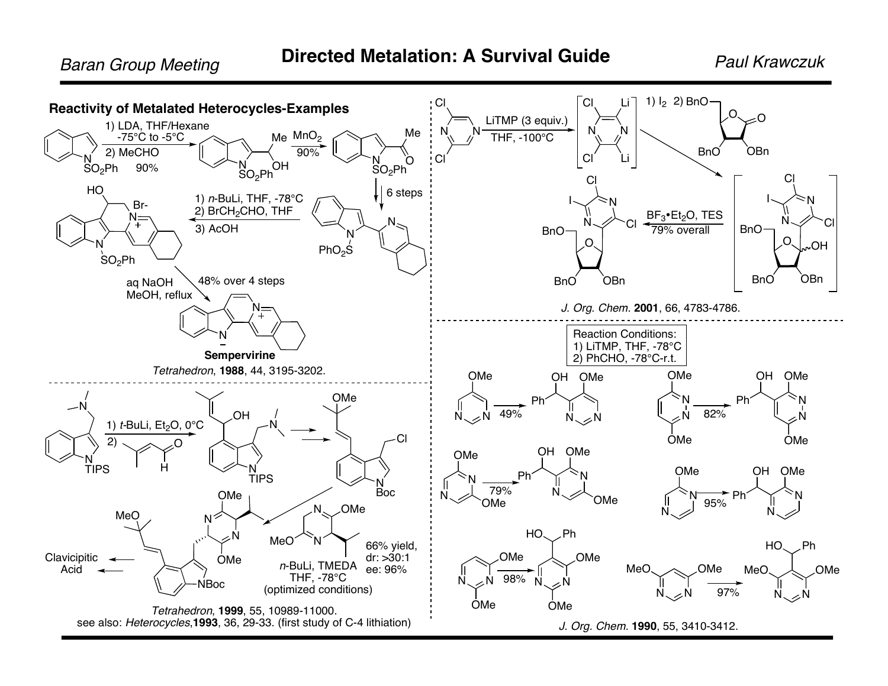# Directed Metalation: A Survival Guide

## Reactivity of Metalated Heterocycles-Examples

1) LDA, THF/Hexane -75°C to -5°C
2) MeCHO
90%

$MnO_2$
90%

6 steps

1) n-BuLi, THF, -78°C
2) $BrCH_2CHO$, THF
3) AcOH

aq NaOH
MeOH, reflux

48% over 4 steps

**Sempervirine**

*Tetrahedron*, **1988**, 44, 3195-3202.

1) t-BuLi, $Et_2O$, 0°C
2)

n-BuLi, TMEDA
THF, -78°C
(optimized conditions)

66% yield,
dr: >30:1
ee: 96%

Clavicipitic Acid

*Tetrahedron*, **1999**, 55, 10989-11000.
see also: *Heterocycles*, **1993**, 36, 29-33. (first study of C-4 lithiation)

LiTMP (3 equiv.)
THF, -100°C

1) $I_2$ 2)

$BF_3•Et_2O$, TES
79% overall

*J. Org. Chem.* **2001**, 66, 4783-4786.

Reaction Conditions:
1) LiTMP, THF, -78°C
2) PhCHO, -78°C-r.t.

49%

82%

79%

95%

98%

97%

*J. Org. Chem.* **1990**, 55, 3410-3412.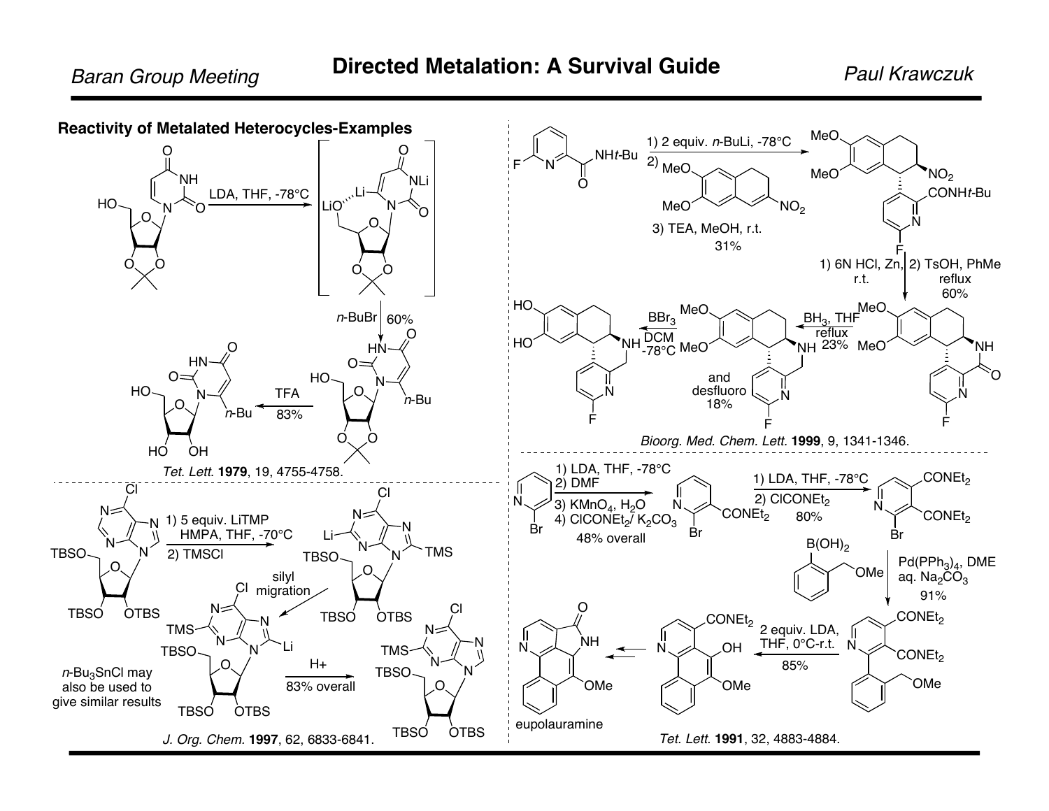## Reactivity of Metalated Heterocycles-Examples

LDA, THF, -78°C

*n*-BuBr 60%

TFA 83%

*Tet. Lett.* **1979**, 19, 4755-4758.

1) 5 equiv. LiTMP HMPA, THF, -70°C
2) TMSCl

silyl migration

H+ 83% overall

*n*-$Bu_3SnCl$ may also be used to give similar results

*J. Org. Chem.* **1997**, 62, 6833-6841.

1) 2 equiv. *n*-BuLi, -78°C
2) [6,7-dimethoxy-3-nitro-1,2-dihydronaphthalene]
3) TEA, MeOH, r.t.
31%

1) 6N HCl, Zn, r.t. 2) TsOH, PhMe reflux 60%

$BH_3$, THF reflux 23%

and desfluoro 18%

$BBr_3$ DCM -78°C

*Bioorg. Med. Chem. Lett.* **1999**, 9, 1341-1346.

1) LDA, THF, -78°C
2) DMF
3) $KMnO_4$, $H_2O$
4) $ClCONEt_2$/ $K_2CO_3$
48% overall

1) LDA, THF, -78°C
2) $ClCONEt_2$
80%

$Pd(PPh_3)_4$, DME aq. $Na_2CO_3$ 91%

2 equiv. LDA, THF, 0°C-r.t. 85%

eupolauramine

*Tet. Lett.* **1991**, 32, 4883-4884.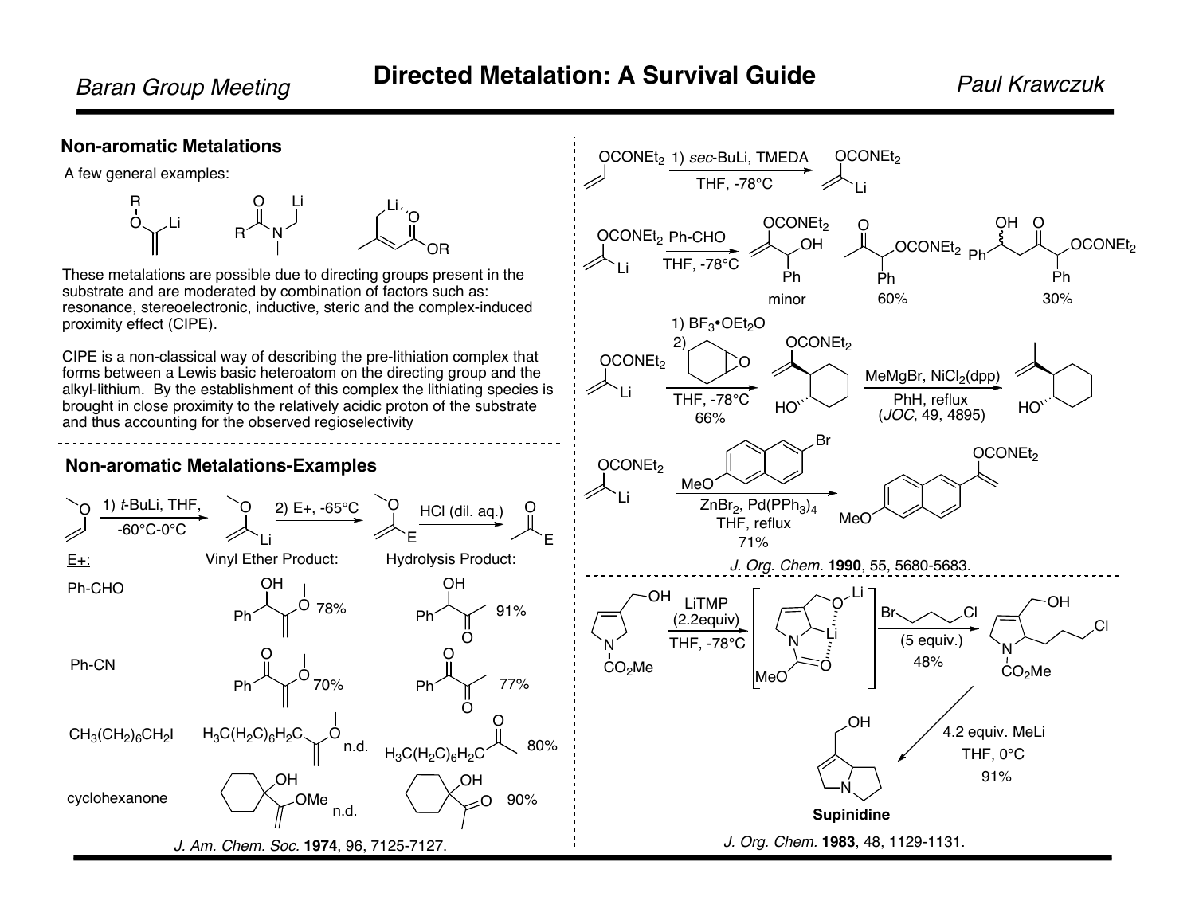## Non-aromatic Metalations

A few general examples:

These metalations are possible due to directing groups present in the substrate and are moderated by combination of factors such as: resonance, stereoelectronic, inductive, steric and the complex-induced proximity effect (CIPE).

CIPE is a non-classical way of describing the pre-lithiation complex that forms between a Lewis basic heteroatom on the directing group and the alkyl-lithium. By the establishment of this complex the lithiating species is brought in close proximity to the relatively acidic proton of the substrate and thus accounting for the observed regioselectivity

## Non-aromatic Metalations-Examples

1) *t*-BuLi, THF, -60°C-0°C; 2) E+, -65°C; HCl (dil. aq.)

| E+: | Vinyl Ether Product: | Hydrolysis Product: |
|---|---|---|
| Ph-CHO | 78% | 91% |
| Ph-CN | 70% | 77% |
| $CH_3(CH_2)_6CH_2I$ | n.d. | 80% |
| cyclohexanone | n.d. | 90% |

*J. Am. Chem. Soc.* **1974**, 96, 7125-7127.

$OCONEt_2$ 1) *sec*-BuLi, TMEDA, THF, -78°C

Ph-CHO, THF, -78°C: minor; 60%; 30%

1) $BF_3•OEt_2$ 2) cyclohexene oxide, THF, -78°C, 66%; MeMgBr, $NiCl_2$(dpp), PhH, reflux (*JOC*, 49, 4895)

$ZnBr_2$, $Pd(PPh_3)_4$, THF, reflux, 71%

*J. Org. Chem.* **1990**, 55, 5680-5683.

LiTMP (2.2equiv), THF, -78°C; Br(CH₂)₃Cl (5 equiv.), 48%; 4.2 equiv. MeLi, THF, 0°C, 91%

**Supinidine**

*J. Org. Chem.* **1983**, 48, 1129-1131.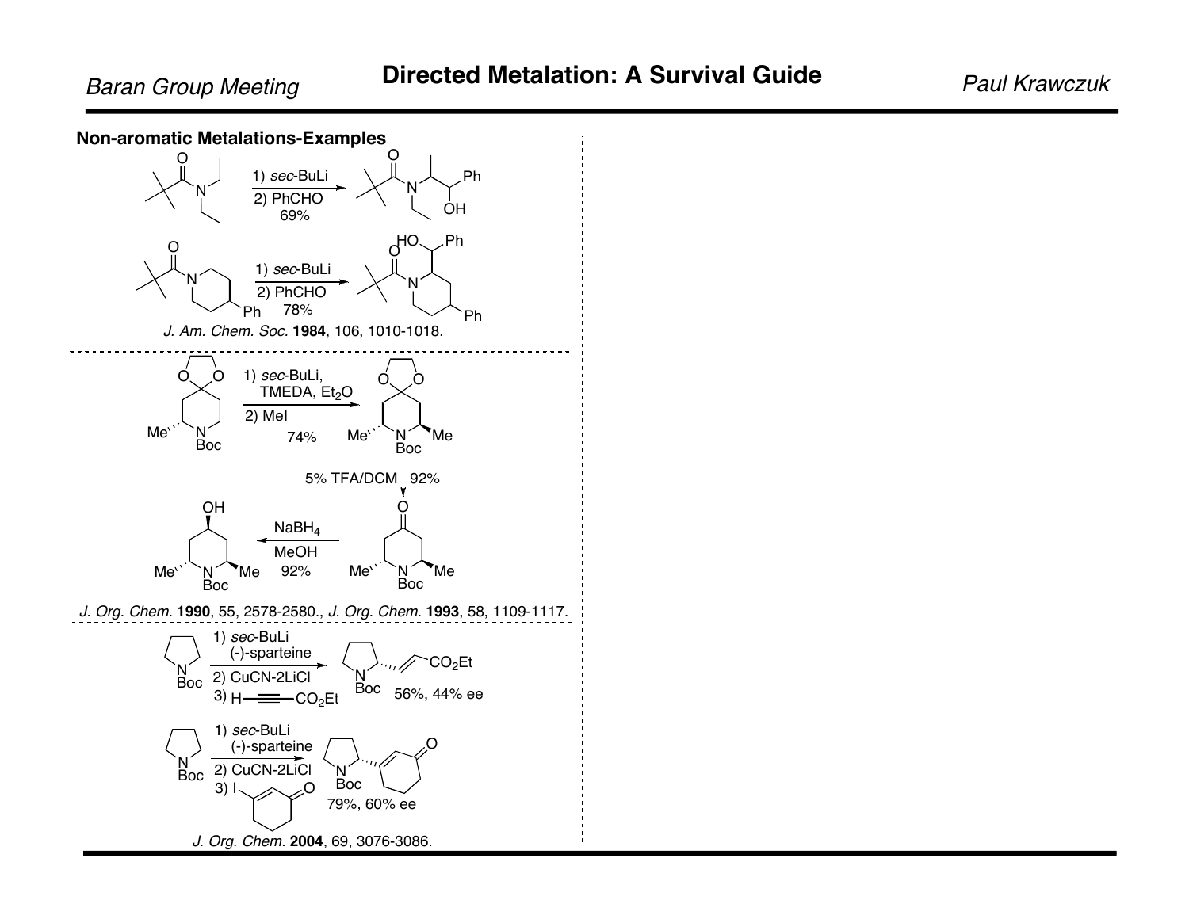### Non-aromatic Metalations-Examples

1) *sec*-BuLi
2) PhCHO
69%

Ph
OH

1) *sec*-BuLi
2) PhCHO
78%

HO
Ph
N
Ph
Ph

*J. Am. Chem. Soc.* **1984**, 106, 1010-1018.

1) *sec*-BuLi, TMEDA, $Et_2O$
2) MeI
74%

Me
N
Boc
Me
Me

5% TFA/DCM 92%

$NaBH_4$
MeOH
92%

OH
O

*J. Org. Chem.* **1990**, 55, 2578-2580., *J. Org. Chem.* **1993**, 58, 1109-1117.

1) *sec*-BuLi (-)-sparteine
2) CuCN-2LiCl
3) H—≡—$CO_2Et$

N
Boc
$CO_2Et$
56%, 44% ee

1) *sec*-BuLi (-)-sparteine
2) CuCN-2LiCl
3) I (3-iodocyclohex-2-enone)

N
Boc
O
79%, 60% ee

*J. Org. Chem.* **2004**, 69, 3076-3086.